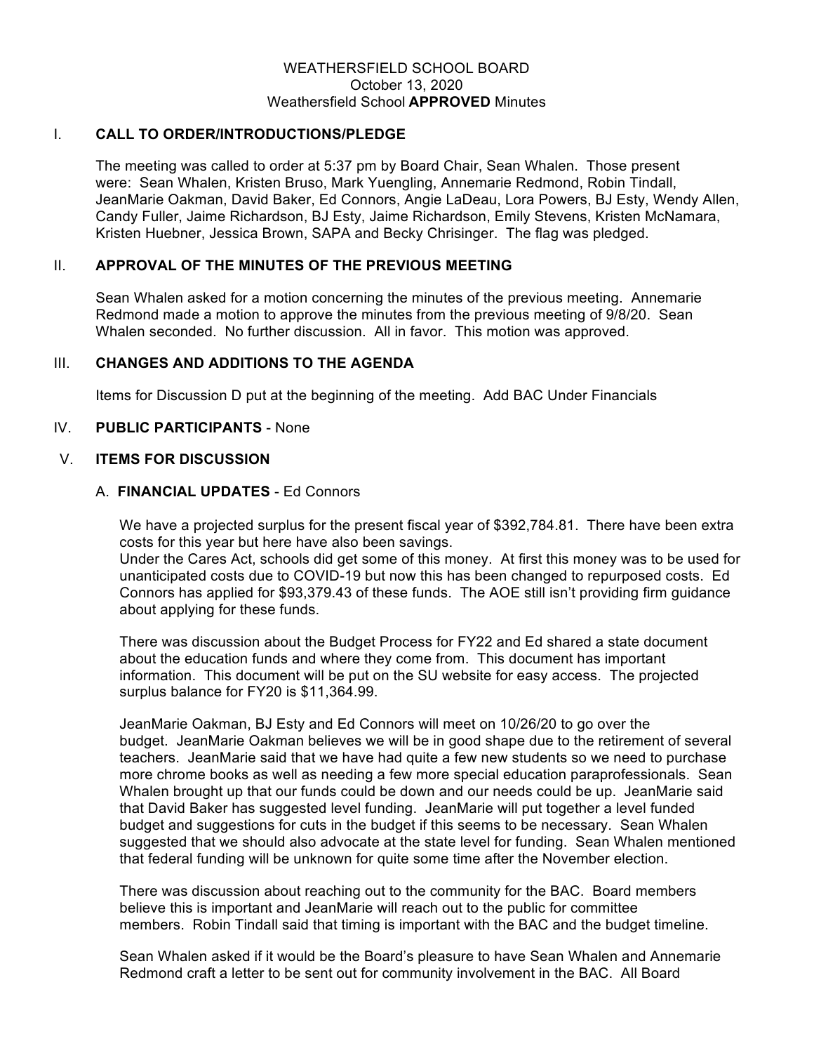WEATHERSFIELD SCHOOL BOARD
October 13, 2020
Weathersfield School **APPROVED** Minutes

## I. CALL TO ORDER/INTRODUCTIONS/PLEDGE

The meeting was called to order at 5:37 pm by Board Chair, Sean Whalen. Those present were: Sean Whalen, Kristen Bruso, Mark Yuengling, Annemarie Redmond, Robin Tindall, JeanMarie Oakman, David Baker, Ed Connors, Angie LaDeau, Lora Powers, BJ Esty, Wendy Allen, Candy Fuller, Jaime Richardson, BJ Esty, Jaime Richardson, Emily Stevens, Kristen McNamara, Kristen Huebner, Jessica Brown, SAPA and Becky Chrisinger. The flag was pledged.

## II. APPROVAL OF THE MINUTES OF THE PREVIOUS MEETING

Sean Whalen asked for a motion concerning the minutes of the previous meeting. Annemarie Redmond made a motion to approve the minutes from the previous meeting of 9/8/20. Sean Whalen seconded. No further discussion. All in favor. This motion was approved.

## III. CHANGES AND ADDITIONS TO THE AGENDA

Items for Discussion D put at the beginning of the meeting. Add BAC Under Financials

## IV. PUBLIC PARTICIPANTS - None

## V. ITEMS FOR DISCUSSION

### A. FINANCIAL UPDATES - Ed Connors

We have a projected surplus for the present fiscal year of $392,784.81. There have been extra costs for this year but here have also been savings.
Under the Cares Act, schools did get some of this money. At first this money was to be used for unanticipated costs due to COVID-19 but now this has been changed to repurposed costs. Ed Connors has applied for $93,379.43 of these funds. The AOE still isn't providing firm guidance about applying for these funds.

There was discussion about the Budget Process for FY22 and Ed shared a state document about the education funds and where they come from. This document has important information. This document will be put on the SU website for easy access. The projected surplus balance for FY20 is $11,364.99.

JeanMarie Oakman, BJ Esty and Ed Connors will meet on 10/26/20 to go over the budget. JeanMarie Oakman believes we will be in good shape due to the retirement of several teachers. JeanMarie said that we have had quite a few new students so we need to purchase more chrome books as well as needing a few more special education paraprofessionals. Sean Whalen brought up that our funds could be down and our needs could be up. JeanMarie said that David Baker has suggested level funding. JeanMarie will put together a level funded budget and suggestions for cuts in the budget if this seems to be necessary. Sean Whalen suggested that we should also advocate at the state level for funding. Sean Whalen mentioned that federal funding will be unknown for quite some time after the November election.

There was discussion about reaching out to the community for the BAC. Board members believe this is important and JeanMarie will reach out to the public for committee members. Robin Tindall said that timing is important with the BAC and the budget timeline.

Sean Whalen asked if it would be the Board's pleasure to have Sean Whalen and Annemarie Redmond craft a letter to be sent out for community involvement in the BAC. All Board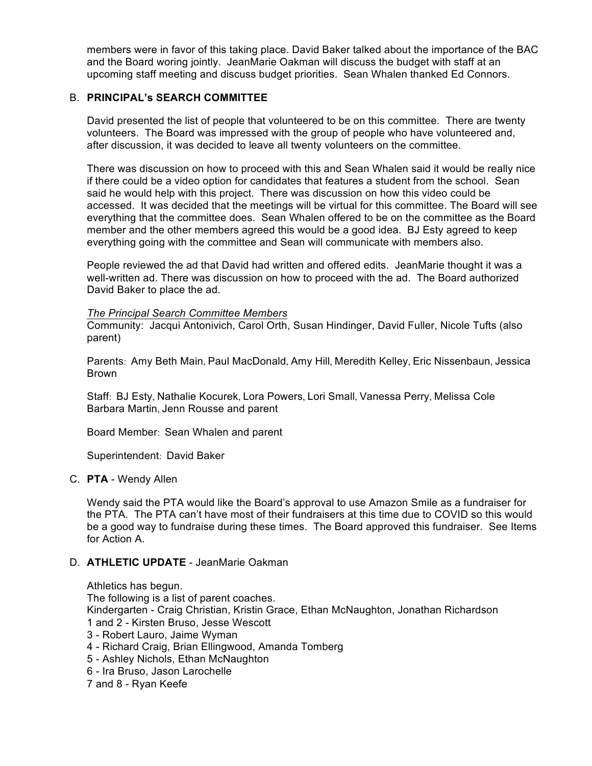members were in favor of this taking place. David Baker talked about the importance of the BAC and the Board woring jointly. JeanMarie Oakman will discuss the budget with staff at an upcoming staff meeting and discuss budget priorities. Sean Whalen thanked Ed Connors.

B. **PRINCIPAL's SEARCH COMMITTEE**

David presented the list of people that volunteered to be on this committee. There are twenty volunteers. The Board was impressed with the group of people who have volunteered and, after discussion, it was decided to leave all twenty volunteers on the committee.

There was discussion on how to proceed with this and Sean Whalen said it would be really nice if there could be a video option for candidates that features a student from the school. Sean said he would help with this project. There was discussion on how this video could be accessed. It was decided that the meetings will be virtual for this committee. The Board will see everything that the committee does. Sean Whalen offered to be on the committee as the Board member and the other members agreed this would be a good idea. BJ Esty agreed to keep everything going with the committee and Sean will communicate with members also.

People reviewed the ad that David had written and offered edits. JeanMarie thought it was a well-written ad. There was discussion on how to proceed with the ad. The Board authorized David Baker to place the ad.

<u>*The Principal Search Committee Members*</u>
Community: Jacqui Antonivich, Carol Orth, Susan Hindinger, David Fuller, Nicole Tufts (also parent)

Parents: Amy Beth Main, Paul MacDonald, Amy Hill, Meredith Kelley, Eric Nissenbaun, Jessica Brown

Staff: BJ Esty, Nathalie Kocurek, Lora Powers, Lori Small, Vanessa Perry, Melissa Cole Barbara Martin, Jenn Rousse and parent

Board Member: Sean Whalen and parent

Superintendent: David Baker

C. **PTA** - Wendy Allen

Wendy said the PTA would like the Board's approval to use Amazon Smile as a fundraiser for the PTA. The PTA can't have most of their fundraisers at this time due to COVID so this would be a good way to fundraise during these times. The Board approved this fundraiser. See Items for Action A.

D. **ATHLETIC UPDATE** - JeanMarie Oakman

Athletics has begun.
The following is a list of parent coaches.
Kindergarten - Craig Christian, Kristin Grace, Ethan McNaughton, Jonathan Richardson
1 and 2 - Kirsten Bruso, Jesse Wescott
3 - Robert Lauro, Jaime Wyman
4 - Richard Craig, Brian Ellingwood, Amanda Tomberg
5 - Ashley Nichols, Ethan McNaughton
6 - Ira Bruso, Jason Larochelle
7 and 8 - Ryan Keefe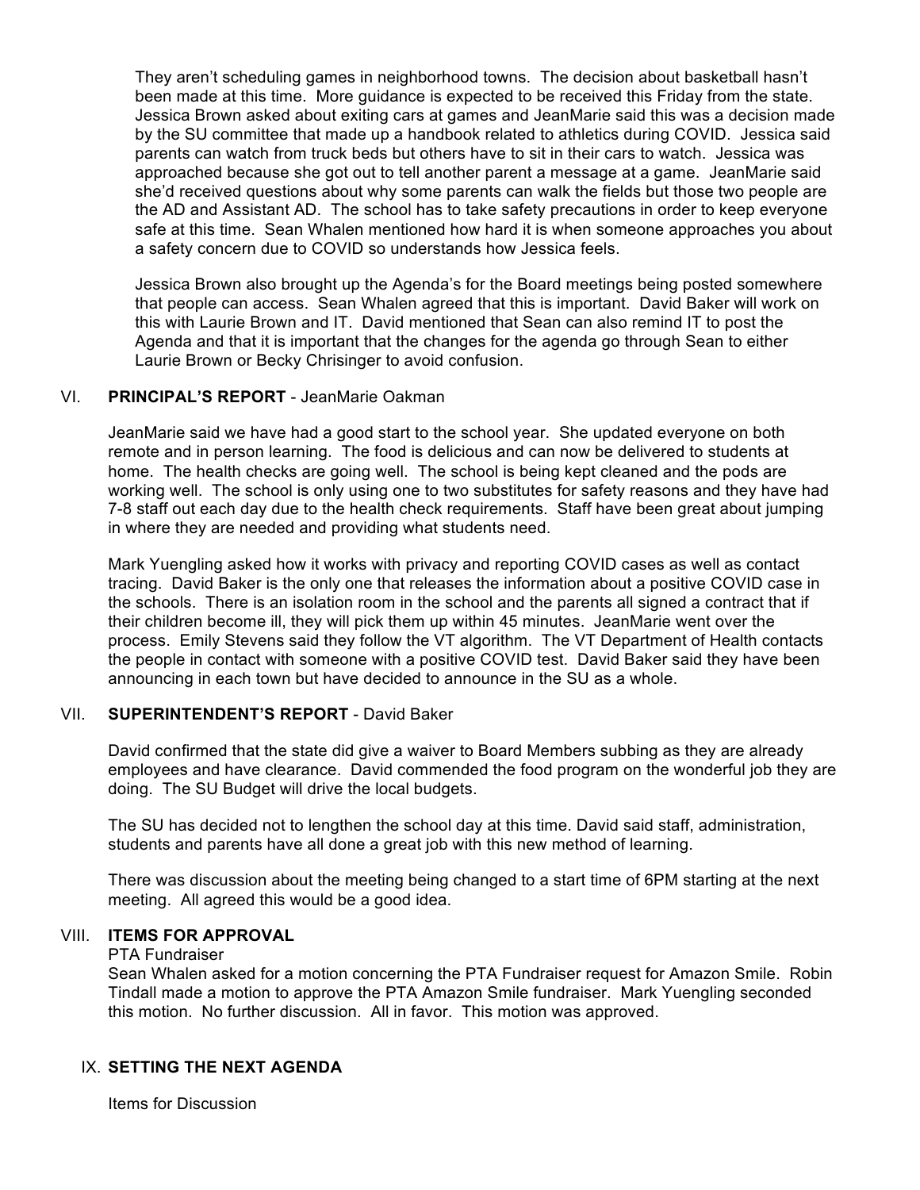They aren't scheduling games in neighborhood towns. The decision about basketball hasn't been made at this time. More guidance is expected to be received this Friday from the state. Jessica Brown asked about exiting cars at games and JeanMarie said this was a decision made by the SU committee that made up a handbook related to athletics during COVID. Jessica said parents can watch from truck beds but others have to sit in their cars to watch. Jessica was approached because she got out to tell another parent a message at a game. JeanMarie said she'd received questions about why some parents can walk the fields but those two people are the AD and Assistant AD. The school has to take safety precautions in order to keep everyone safe at this time. Sean Whalen mentioned how hard it is when someone approaches you about a safety concern due to COVID so understands how Jessica feels.

Jessica Brown also brought up the Agenda's for the Board meetings being posted somewhere that people can access. Sean Whalen agreed that this is important. David Baker will work on this with Laurie Brown and IT. David mentioned that Sean can also remind IT to post the Agenda and that it is important that the changes for the agenda go through Sean to either Laurie Brown or Becky Chrisinger to avoid confusion.

## VI. **PRINCIPAL'S REPORT** - JeanMarie Oakman

JeanMarie said we have had a good start to the school year. She updated everyone on both remote and in person learning. The food is delicious and can now be delivered to students at home. The health checks are going well. The school is being kept cleaned and the pods are working well. The school is only using one to two substitutes for safety reasons and they have had 7-8 staff out each day due to the health check requirements. Staff have been great about jumping in where they are needed and providing what students need.

Mark Yuengling asked how it works with privacy and reporting COVID cases as well as contact tracing. David Baker is the only one that releases the information about a positive COVID case in the schools. There is an isolation room in the school and the parents all signed a contract that if their children become ill, they will pick them up within 45 minutes. JeanMarie went over the process. Emily Stevens said they follow the VT algorithm. The VT Department of Health contacts the people in contact with someone with a positive COVID test. David Baker said they have been announcing in each town but have decided to announce in the SU as a whole.

## VII. **SUPERINTENDENT'S REPORT** - David Baker

David confirmed that the state did give a waiver to Board Members subbing as they are already employees and have clearance. David commended the food program on the wonderful job they are doing. The SU Budget will drive the local budgets.

The SU has decided not to lengthen the school day at this time. David said staff, administration, students and parents have all done a great job with this new method of learning.

There was discussion about the meeting being changed to a start time of 6PM starting at the next meeting. All agreed this would be a good idea.

## VIII. **ITEMS FOR APPROVAL**

PTA Fundraiser

Sean Whalen asked for a motion concerning the PTA Fundraiser request for Amazon Smile. Robin Tindall made a motion to approve the PTA Amazon Smile fundraiser. Mark Yuengling seconded this motion. No further discussion. All in favor. This motion was approved.

## IX. **SETTING THE NEXT AGENDA**

Items for Discussion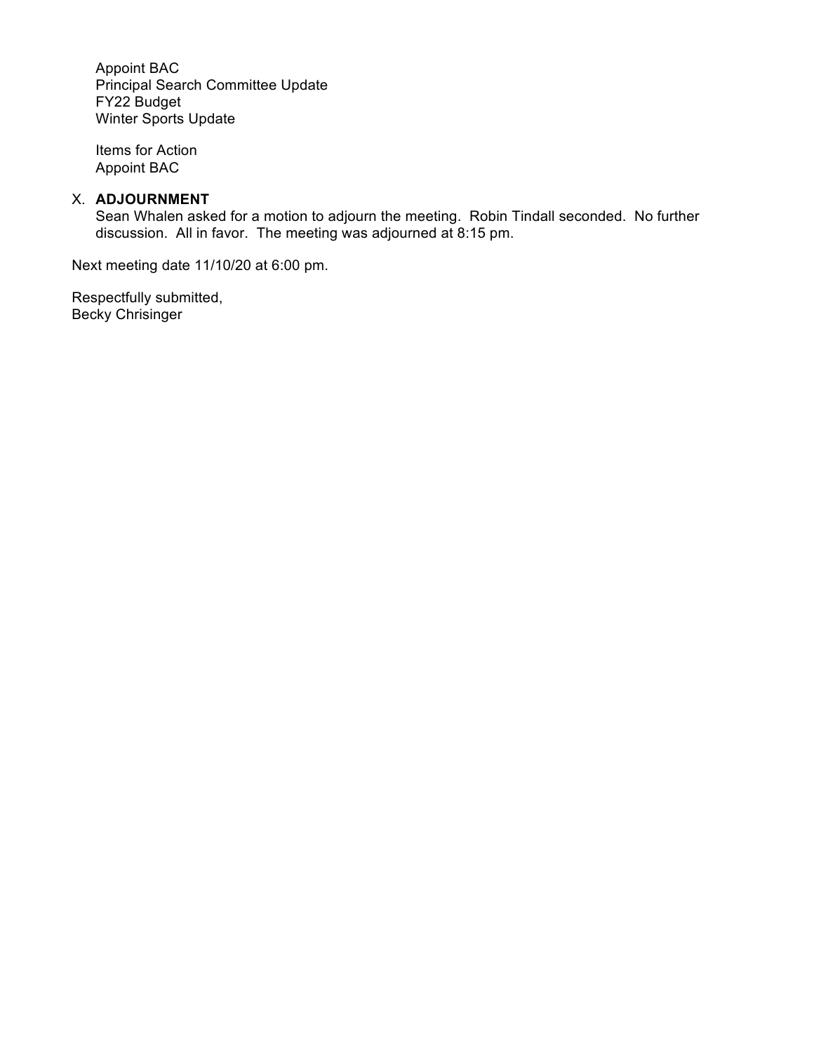Appoint BAC
Principal Search Committee Update
FY22 Budget
Winter Sports Update

Items for Action
Appoint BAC

X. **ADJOURNMENT**
Sean Whalen asked for a motion to adjourn the meeting. Robin Tindall seconded. No further discussion. All in favor. The meeting was adjourned at 8:15 pm.

Next meeting date 11/10/20 at 6:00 pm.

Respectfully submitted,
Becky Chrisinger